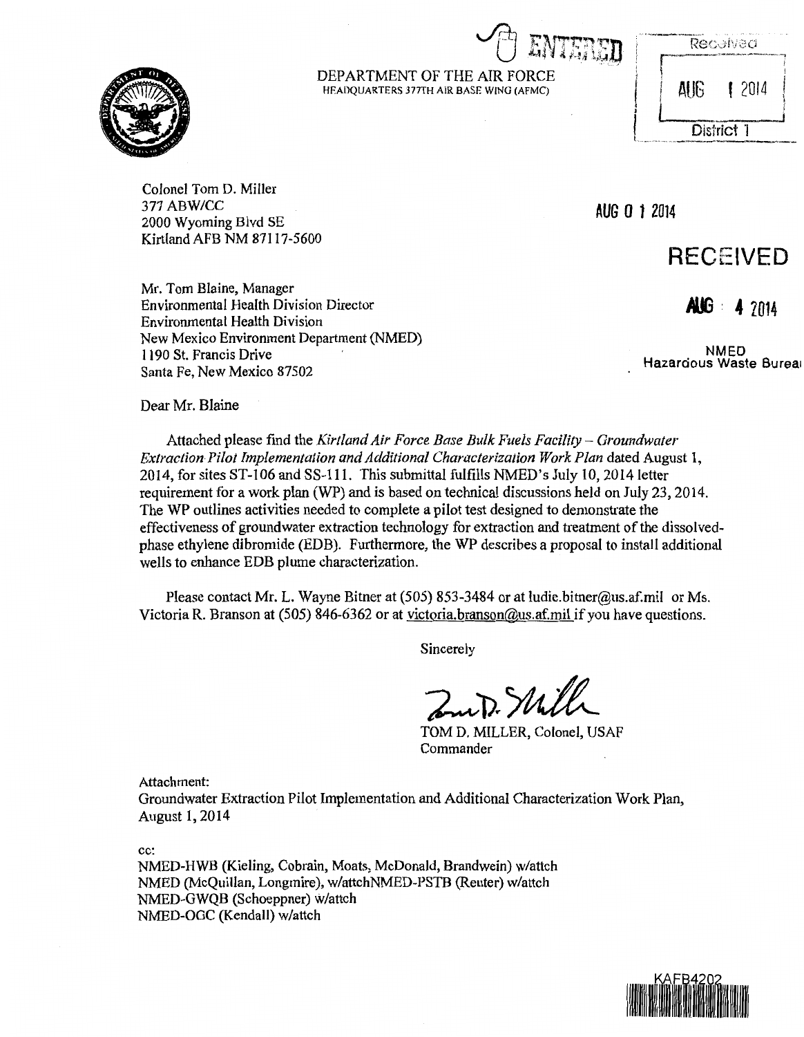ENTERED

DEPARTMENT OF THE AIR FORCE
HEADQUARTERS 377TH AIR BASE WING (AFMC)

Received
AUG 1 2014
District 1

Colonel Tom D. Miller
377 ABW/CC
2000 Wyoming Blvd SE
Kirtland AFB NM 87117-5600

AUG 0 1 2014

RECEIVED

AUG 4 2014

NMED
Hazardous Waste Bureau

Mr. Tom Blaine, Manager
Environmental Health Division Director
Environmental Health Division
New Mexico Environment Department (NMED)
1190 St. Francis Drive
Santa Fe, New Mexico 87502

Dear Mr. Blaine

Attached please find the *Kirtland Air Force Base Bulk Fuels Facility – Groundwater Extraction Pilot Implementation and Additional Characterization Work Plan* dated August 1, 2014, for sites ST-106 and SS-111. This submittal fulfills NMED's July 10, 2014 letter requirement for a work plan (WP) and is based on technical discussions held on July 23, 2014. The WP outlines activities needed to complete a pilot test designed to demonstrate the effectiveness of groundwater extraction technology for extraction and treatment of the dissolved-phase ethylene dibromide (EDB). Furthermore, the WP describes a proposal to install additional wells to enhance EDB plume characterization.

Please contact Mr. L. Wayne Bitner at (505) 853-3484 or at ludie.bitner@us.af.mil or Ms. Victoria R. Branson at (505) 846-6362 or at victoria.branson@us.af.mil if you have questions.

Sincerely

TOM D. MILLER, Colonel, USAF
Commander

Attachment:
Groundwater Extraction Pilot Implementation and Additional Characterization Work Plan, August 1, 2014

cc:
NMED-HWB (Kieling, Cobrain, Moats, McDonald, Brandwein) w/attch
NMED (McQuillan, Longmire), w/attchNMED-PSTB (Reuter) w/attch
NMED-GWQB (Schoeppner) w/attch
NMED-OGC (Kendall) w/attch

KAFB4202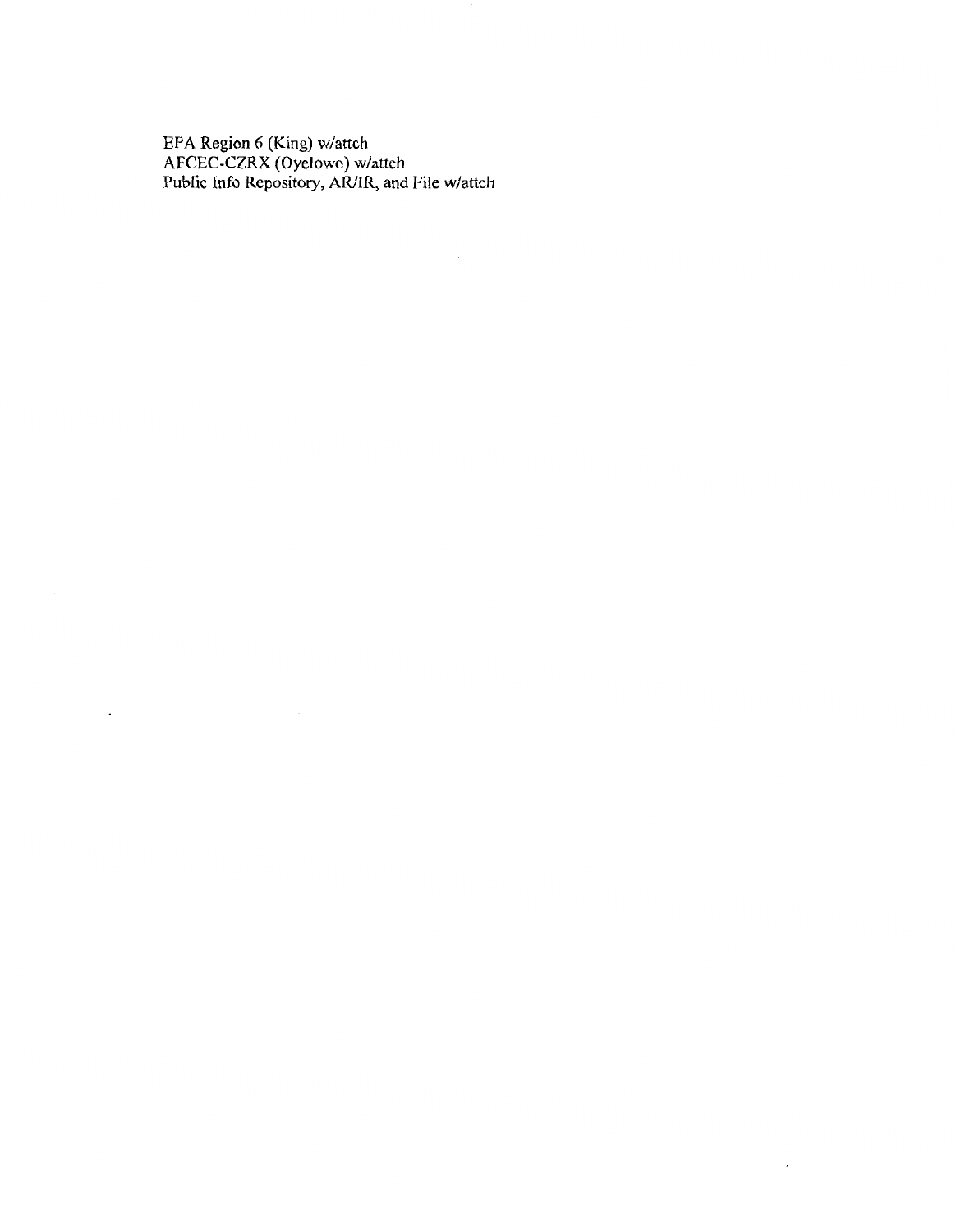EPA Region 6 (King) w/attch
AFCEC-CZRX (Oyelowo) w/attch
Public Info Repository, AR/IR, and File w/attch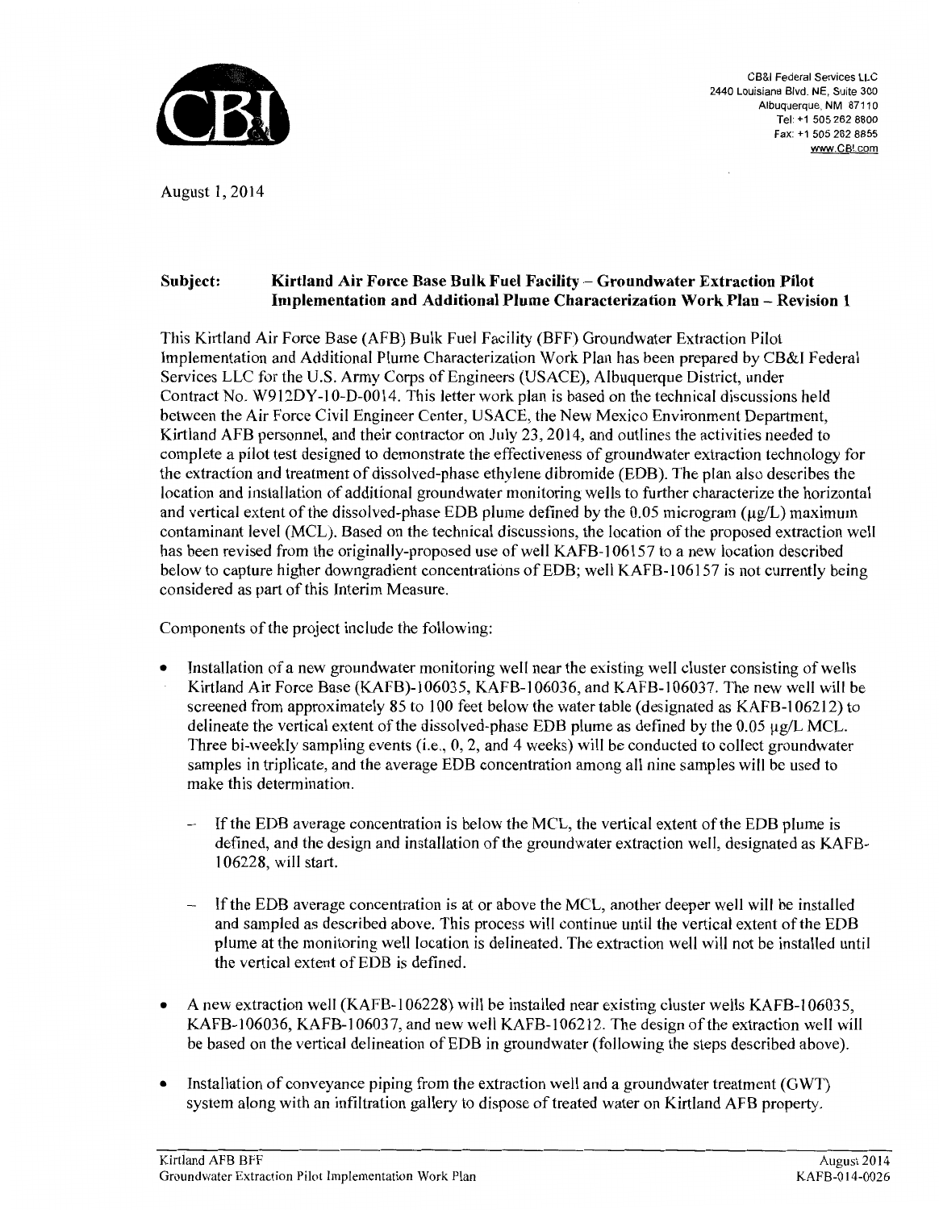CB&I Federal Services LLC
2440 Louisiana Blvd. NE, Suite 300
Albuquerque, NM 87110
Tel: +1 505 262 8800
Fax: +1 505 262 8855
www.CBI.com

August 1, 2014

**Subject: Kirtland Air Force Base Bulk Fuel Facility – Groundwater Extraction Pilot Implementation and Additional Plume Characterization Work Plan – Revision 1**

This Kirtland Air Force Base (AFB) Bulk Fuel Facility (BFF) Groundwater Extraction Pilot Implementation and Additional Plume Characterization Work Plan has been prepared by CB&I Federal Services LLC for the U.S. Army Corps of Engineers (USACE), Albuquerque District, under Contract No. W912DY-10-D-0014. This letter work plan is based on the technical discussions held between the Air Force Civil Engineer Center, USACE, the New Mexico Environment Department, Kirtland AFB personnel, and their contractor on July 23, 2014, and outlines the activities needed to complete a pilot test designed to demonstrate the effectiveness of groundwater extraction technology for the extraction and treatment of dissolved-phase ethylene dibromide (EDB). The plan also describes the location and installation of additional groundwater monitoring wells to further characterize the horizontal and vertical extent of the dissolved-phase EDB plume defined by the 0.05 microgram (µg/L) maximum contaminant level (MCL). Based on the technical discussions, the location of the proposed extraction well has been revised from the originally-proposed use of well KAFB-106157 to a new location described below to capture higher downgradient concentrations of EDB; well KAFB-106157 is not currently being considered as part of this Interim Measure.

Components of the project include the following:

- Installation of a new groundwater monitoring well near the existing well cluster consisting of wells Kirtland Air Force Base (KAFB)-106035, KAFB-106036, and KAFB-106037. The new well will be screened from approximately 85 to 100 feet below the water table (designated as KAFB-106212) to delineate the vertical extent of the dissolved-phase EDB plume as defined by the 0.05 µg/L MCL. Three bi-weekly sampling events (i.e., 0, 2, and 4 weeks) will be conducted to collect groundwater samples in triplicate, and the average EDB concentration among all nine samples will be used to make this determination.
  - If the EDB average concentration is below the MCL, the vertical extent of the EDB plume is defined, and the design and installation of the groundwater extraction well, designated as KAFB-106228, will start.
  - If the EDB average concentration is at or above the MCL, another deeper well will be installed and sampled as described above. This process will continue until the vertical extent of the EDB plume at the monitoring well location is delineated. The extraction well will not be installed until the vertical extent of EDB is defined.
- A new extraction well (KAFB-106228) will be installed near existing cluster wells KAFB-106035, KAFB-106036, KAFB-106037, and new well KAFB-106212. The design of the extraction well will be based on the vertical delineation of EDB in groundwater (following the steps described above).
- Installation of conveyance piping from the extraction well and a groundwater treatment (GWT) system along with an infiltration gallery to dispose of treated water on Kirtland AFB property.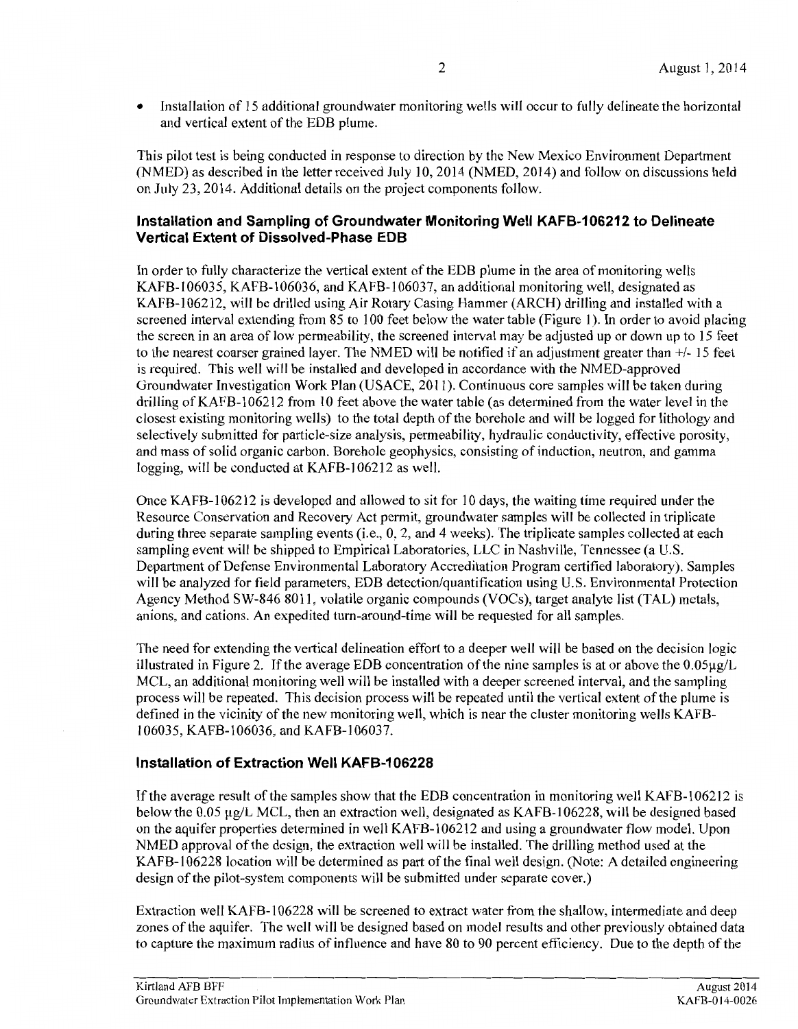- Installation of 15 additional groundwater monitoring wells will occur to fully delineate the horizontal and vertical extent of the EDB plume.

This pilot test is being conducted in response to direction by the New Mexico Environment Department (NMED) as described in the letter received July 10, 2014 (NMED, 2014) and follow on discussions held on July 23, 2014. Additional details on the project components follow.

### Installation and Sampling of Groundwater Monitoring Well KAFB-106212 to Delineate Vertical Extent of Dissolved-Phase EDB

In order to fully characterize the vertical extent of the EDB plume in the area of monitoring wells KAFB-106035, KAFB-106036, and KAFB-106037, an additional monitoring well, designated as KAFB-106212, will be drilled using Air Rotary Casing Hammer (ARCH) drilling and installed with a screened interval extending from 85 to 100 feet below the water table (Figure 1). In order to avoid placing the screen in an area of low permeability, the screened interval may be adjusted up or down up to 15 feet to the nearest coarser grained layer. The NMED will be notified if an adjustment greater than +/- 15 feet is required. This well will be installed and developed in accordance with the NMED-approved Groundwater Investigation Work Plan (USACE, 2011). Continuous core samples will be taken during drilling of KAFB-106212 from 10 feet above the water table (as determined from the water level in the closest existing monitoring wells) to the total depth of the borehole and will be logged for lithology and selectively submitted for particle-size analysis, permeability, hydraulic conductivity, effective porosity, and mass of solid organic carbon. Borehole geophysics, consisting of induction, neutron, and gamma logging, will be conducted at KAFB-106212 as well.

Once KAFB-106212 is developed and allowed to sit for 10 days, the waiting time required under the Resource Conservation and Recovery Act permit, groundwater samples will be collected in triplicate during three separate sampling events (i.e., 0, 2, and 4 weeks). The triplicate samples collected at each sampling event will be shipped to Empirical Laboratories, LLC in Nashville, Tennessee (a U.S. Department of Defense Environmental Laboratory Accreditation Program certified laboratory). Samples will be analyzed for field parameters, EDB detection/quantification using U.S. Environmental Protection Agency Method SW-846 8011, volatile organic compounds (VOCs), target analyte list (TAL) metals, anions, and cations. An expedited turn-around-time will be requested for all samples.

The need for extending the vertical delineation effort to a deeper well will be based on the decision logic illustrated in Figure 2. If the average EDB concentration of the nine samples is at or above the 0.05µg/L MCL, an additional monitoring well will be installed with a deeper screened interval, and the sampling process will be repeated. This decision process will be repeated until the vertical extent of the plume is defined in the vicinity of the new monitoring well, which is near the cluster monitoring wells KAFB-106035, KAFB-106036, and KAFB-106037.

### Installation of Extraction Well KAFB-106228

If the average result of the samples show that the EDB concentration in monitoring well KAFB-106212 is below the 0.05 µg/L MCL, then an extraction well, designated as KAFB-106228, will be designed based on the aquifer properties determined in well KAFB-106212 and using a groundwater flow model. Upon NMED approval of the design, the extraction well will be installed. The drilling method used at the KAFB-106228 location will be determined as part of the final well design. (Note: A detailed engineering design of the pilot-system components will be submitted under separate cover.)

Extraction well KAFB-106228 will be screened to extract water from the shallow, intermediate and deep zones of the aquifer. The well will be designed based on model results and other previously obtained data to capture the maximum radius of influence and have 80 to 90 percent efficiency. Due to the depth of the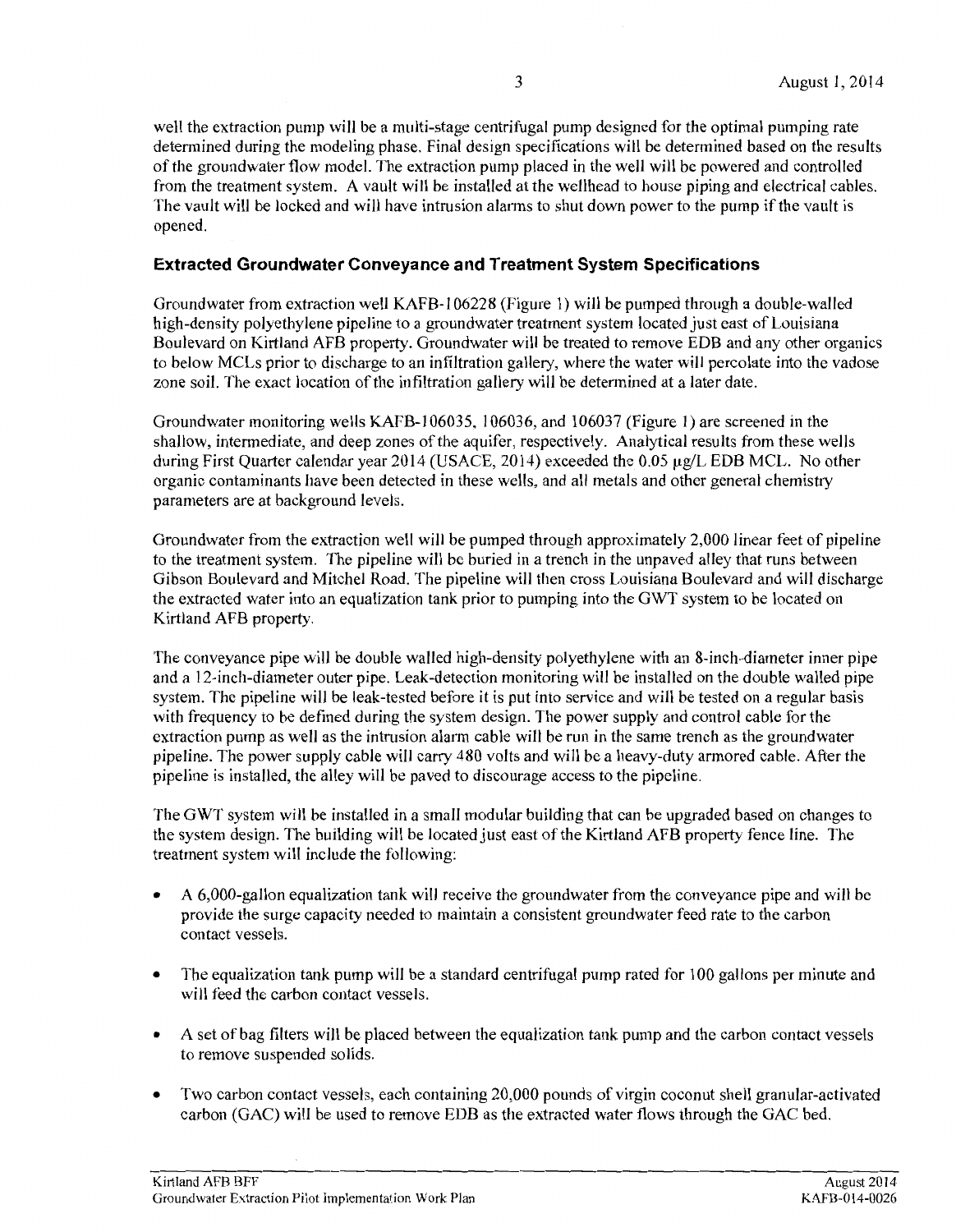well the extraction pump will be a multi-stage centrifugal pump designed for the optimal pumping rate determined during the modeling phase. Final design specifications will be determined based on the results of the groundwater flow model. The extraction pump placed in the well will be powered and controlled from the treatment system. A vault will be installed at the wellhead to house piping and electrical cables. The vault will be locked and will have intrusion alarms to shut down power to the pump if the vault is opened.

## Extracted Groundwater Conveyance and Treatment System Specifications

Groundwater from extraction well KAFB-106228 (Figure 1) will be pumped through a double-walled high-density polyethylene pipeline to a groundwater treatment system located just east of Louisiana Boulevard on Kirtland AFB property. Groundwater will be treated to remove EDB and any other organics to below MCLs prior to discharge to an infiltration gallery, where the water will percolate into the vadose zone soil. The exact location of the infiltration gallery will be determined at a later date.

Groundwater monitoring wells KAFB-106035, 106036, and 106037 (Figure 1) are screened in the shallow, intermediate, and deep zones of the aquifer, respectively. Analytical results from these wells during First Quarter calendar year 2014 (USACE, 2014) exceeded the 0.05 μg/L EDB MCL. No other organic contaminants have been detected in these wells, and all metals and other general chemistry parameters are at background levels.

Groundwater from the extraction well will be pumped through approximately 2,000 linear feet of pipeline to the treatment system. The pipeline will be buried in a trench in the unpaved alley that runs between Gibson Boulevard and Mitchel Road. The pipeline will then cross Louisiana Boulevard and will discharge the extracted water into an equalization tank prior to pumping into the GWT system to be located on Kirtland AFB property.

The conveyance pipe will be double walled high-density polyethylene with an 8-inch-diameter inner pipe and a 12-inch-diameter outer pipe. Leak-detection monitoring will be installed on the double walled pipe system. The pipeline will be leak-tested before it is put into service and will be tested on a regular basis with frequency to be defined during the system design. The power supply and control cable for the extraction pump as well as the intrusion alarm cable will be run in the same trench as the groundwater pipeline. The power supply cable will carry 480 volts and will be a heavy-duty armored cable. After the pipeline is installed, the alley will be paved to discourage access to the pipeline.

The GWT system will be installed in a small modular building that can be upgraded based on changes to the system design. The building will be located just east of the Kirtland AFB property fence line. The treatment system will include the following:

- A 6,000-gallon equalization tank will receive the groundwater from the conveyance pipe and will be provide the surge capacity needed to maintain a consistent groundwater feed rate to the carbon contact vessels.
- The equalization tank pump will be a standard centrifugal pump rated for 100 gallons per minute and will feed the carbon contact vessels.
- A set of bag filters will be placed between the equalization tank pump and the carbon contact vessels to remove suspended solids.
- Two carbon contact vessels, each containing 20,000 pounds of virgin coconut shell granular-activated carbon (GAC) will be used to remove EDB as the extracted water flows through the GAC bed.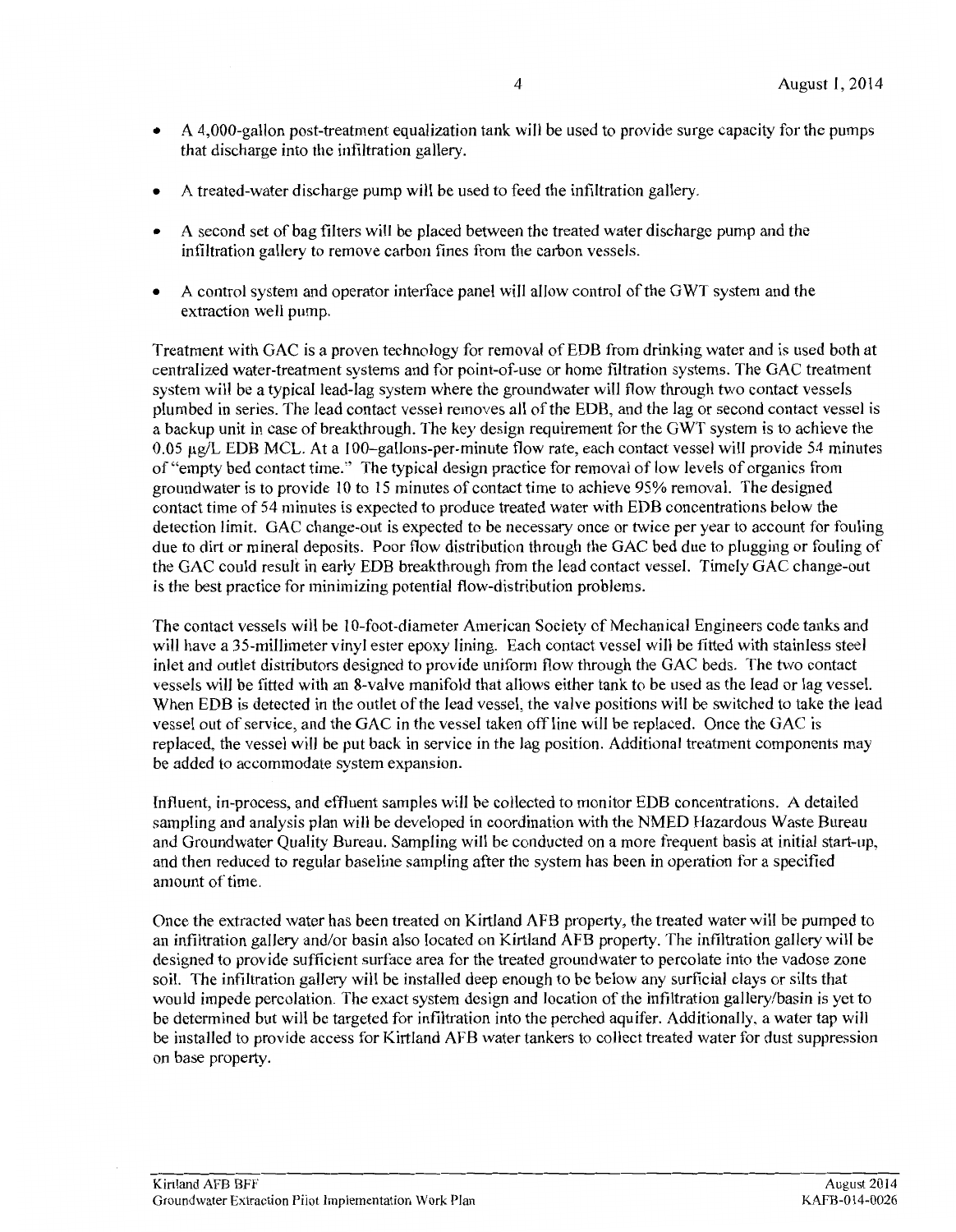- A 4,000-gallon post-treatment equalization tank will be used to provide surge capacity for the pumps that discharge into the infiltration gallery.

- A treated-water discharge pump will be used to feed the infiltration gallery.

- A second set of bag filters will be placed between the treated water discharge pump and the infiltration gallery to remove carbon fines from the carbon vessels.

- A control system and operator interface panel will allow control of the GWT system and the extraction well pump.

Treatment with GAC is a proven technology for removal of EDB from drinking water and is used both at centralized water-treatment systems and for point-of-use or home filtration systems. The GAC treatment system will be a typical lead-lag system where the groundwater will flow through two contact vessels plumbed in series. The lead contact vessel removes all of the EDB, and the lag or second contact vessel is a backup unit in case of breakthrough. The key design requirement for the GWT system is to achieve the 0.05 μg/L EDB MCL. At a 100–gallons-per-minute flow rate, each contact vessel will provide 54 minutes of "empty bed contact time." The typical design practice for removal of low levels of organics from groundwater is to provide 10 to 15 minutes of contact time to achieve 95% removal. The designed contact time of 54 minutes is expected to produce treated water with EDB concentrations below the detection limit. GAC change-out is expected to be necessary once or twice per year to account for fouling due to dirt or mineral deposits. Poor flow distribution through the GAC bed due to plugging or fouling of the GAC could result in early EDB breakthrough from the lead contact vessel. Timely GAC change-out is the best practice for minimizing potential flow-distribution problems.

The contact vessels will be 10-foot-diameter American Society of Mechanical Engineers code tanks and will have a 35-millimeter vinyl ester epoxy lining. Each contact vessel will be fitted with stainless steel inlet and outlet distributors designed to provide uniform flow through the GAC beds. The two contact vessels will be fitted with an 8-valve manifold that allows either tank to be used as the lead or lag vessel. When EDB is detected in the outlet of the lead vessel, the valve positions will be switched to take the lead vessel out of service, and the GAC in the vessel taken off line will be replaced. Once the GAC is replaced, the vessel will be put back in service in the lag position. Additional treatment components may be added to accommodate system expansion.

Influent, in-process, and effluent samples will be collected to monitor EDB concentrations. A detailed sampling and analysis plan will be developed in coordination with the NMED Hazardous Waste Bureau and Groundwater Quality Bureau. Sampling will be conducted on a more frequent basis at initial start-up, and then reduced to regular baseline sampling after the system has been in operation for a specified amount of time.

Once the extracted water has been treated on Kirtland AFB property, the treated water will be pumped to an infiltration gallery and/or basin also located on Kirtland AFB property. The infiltration gallery will be designed to provide sufficient surface area for the treated groundwater to percolate into the vadose zone soil. The infiltration gallery will be installed deep enough to be below any surficial clays or silts that would impede percolation. The exact system design and location of the infiltration gallery/basin is yet to be determined but will be targeted for infiltration into the perched aquifer. Additionally, a water tap will be installed to provide access for Kirtland AFB water tankers to collect treated water for dust suppression on base property.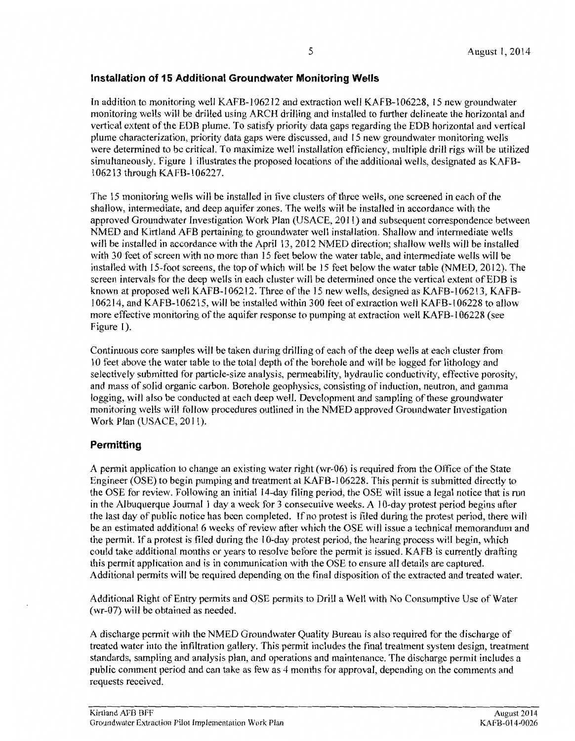## Installation of 15 Additional Groundwater Monitoring Wells

In addition to monitoring well KAFB-106212 and extraction well KAFB-106228, 15 new groundwater monitoring wells will be drilled using ARCH drilling and installed to further delineate the horizontal and vertical extent of the EDB plume. To satisfy priority data gaps regarding the EDB horizontal and vertical plume characterization, priority data gaps were discussed, and 15 new groundwater monitoring wells were determined to be critical. To maximize well installation efficiency, multiple drill rigs will be utilized simultaneously. Figure 1 illustrates the proposed locations of the additional wells, designated as KAFB-106213 through KAFB-106227.

The 15 monitoring wells will be installed in five clusters of three wells, one screened in each of the shallow, intermediate, and deep aquifer zones. The wells will be installed in accordance with the approved Groundwater Investigation Work Plan (USACE, 2011) and subsequent correspondence between NMED and Kirtland AFB pertaining to groundwater well installation. Shallow and intermediate wells will be installed in accordance with the April 13, 2012 NMED direction; shallow wells will be installed with 30 feet of screen with no more than 15 feet below the water table, and intermediate wells will be installed with 15-foot screens, the top of which will be 15 feet below the water table (NMED, 2012). The screen intervals for the deep wells in each cluster will be determined once the vertical extent of EDB is known at proposed well KAFB-106212. Three of the 15 new wells, designed as KAFB-106213, KAFB-106214, and KAFB-106215, will be installed within 300 feet of extraction well KAFB-106228 to allow more effective monitoring of the aquifer response to pumping at extraction well KAFB-106228 (see Figure 1).

Continuous core samples will be taken during drilling of each of the deep wells at each cluster from 10 feet above the water table to the total depth of the borehole and will be logged for lithology and selectively submitted for particle-size analysis, permeability, hydraulic conductivity, effective porosity, and mass of solid organic carbon. Borehole geophysics, consisting of induction, neutron, and gamma logging, will also be conducted at each deep well. Development and sampling of these groundwater monitoring wells will follow procedures outlined in the NMED approved Groundwater Investigation Work Plan (USACE, 2011).

## Permitting

A permit application to change an existing water right (wr-06) is required from the Office of the State Engineer (OSE) to begin pumping and treatment at KAFB-106228. This permit is submitted directly to the OSE for review. Following an initial 14-day filing period, the OSE will issue a legal notice that is run in the Albuquerque Journal 1 day a week for 3 consecutive weeks. A 10-day protest period begins after the last day of public notice has been completed. If no protest is filed during the protest period, there will be an estimated additional 6 weeks of review after which the OSE will issue a technical memorandum and the permit. If a protest is filed during the 10-day protest period, the hearing process will begin, which could take additional months or years to resolve before the permit is issued. KAFB is currently drafting this permit application and is in communication with the OSE to ensure all details are captured. Additional permits will be required depending on the final disposition of the extracted and treated water.

Additional Right of Entry permits and OSE permits to Drill a Well with No Consumptive Use of Water (wr-07) will be obtained as needed.

A discharge permit with the NMED Groundwater Quality Bureau is also required for the discharge of treated water into the infiltration gallery. This permit includes the final treatment system design, treatment standards, sampling and analysis plan, and operations and maintenance. The discharge permit includes a public comment period and can take as few as 4 months for approval, depending on the comments and requests received.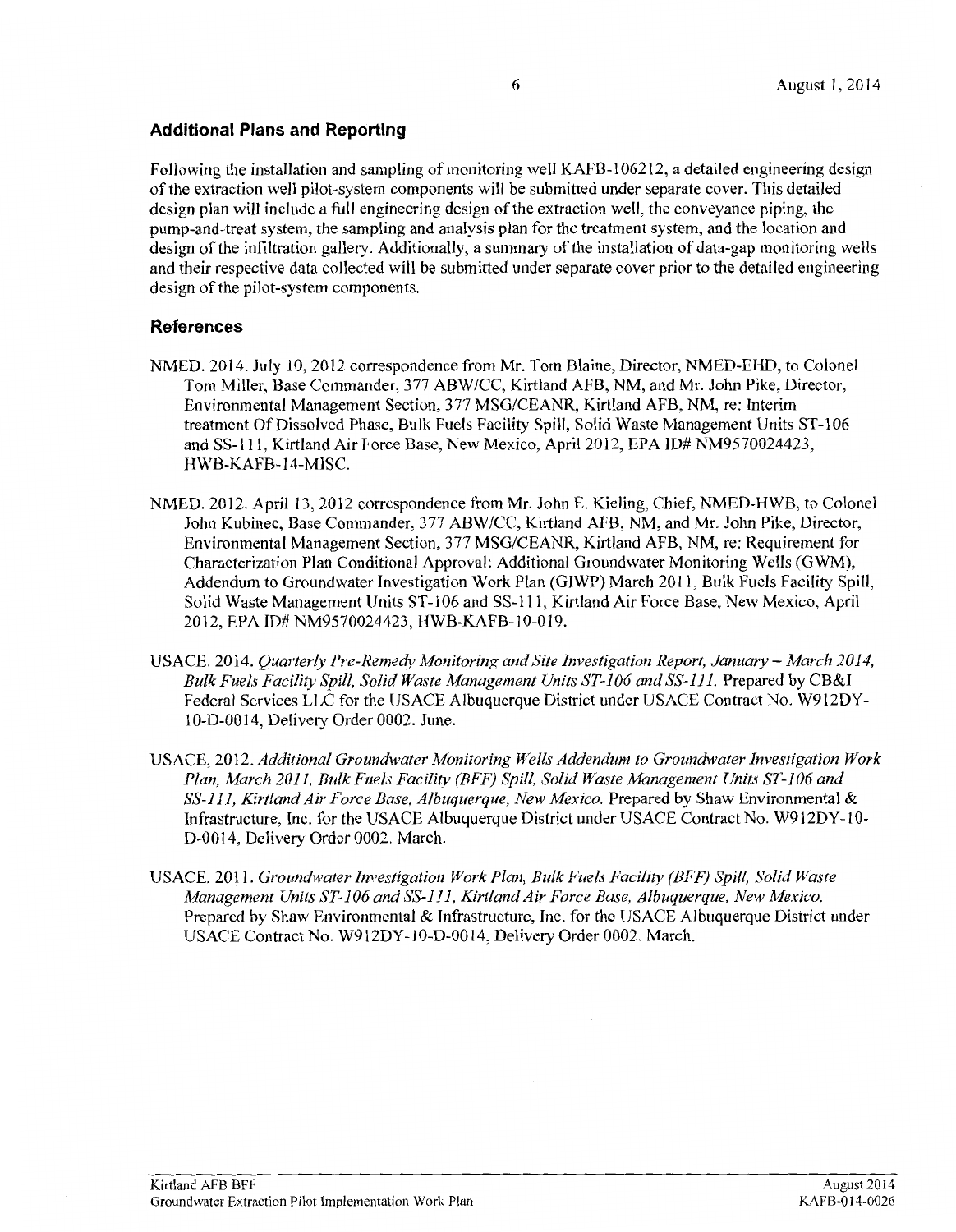## Additional Plans and Reporting

Following the installation and sampling of monitoring well KAFB-106212, a detailed engineering design of the extraction well pilot-system components will be submitted under separate cover. This detailed design plan will include a full engineering design of the extraction well, the conveyance piping, the pump-and-treat system, the sampling and analysis plan for the treatment system, and the location and design of the infiltration gallery. Additionally, a summary of the installation of data-gap monitoring wells and their respective data collected will be submitted under separate cover prior to the detailed engineering design of the pilot-system components.

## References

NMED. 2014. July 10, 2012 correspondence from Mr. Tom Blaine, Director, NMED-EHD, to Colonel Tom Miller, Base Commander, 377 ABW/CC, Kirtland AFB, NM, and Mr. John Pike, Director, Environmental Management Section, 377 MSG/CEANR, Kirtland AFB, NM, re: Interim treatment Of Dissolved Phase, Bulk Fuels Facility Spill, Solid Waste Management Units ST-106 and SS-111, Kirtland Air Force Base, New Mexico, April 2012, EPA ID# NM9570024423, HWB-KAFB-14-MISC.

NMED. 2012. April 13, 2012 correspondence from Mr. John E. Kieling, Chief, NMED-HWB, to Colonel John Kubinec, Base Commander, 377 ABW/CC, Kirtland AFB, NM, and Mr. John Pike, Director, Environmental Management Section, 377 MSG/CEANR, Kirtland AFB, NM, re: Requirement for Characterization Plan Conditional Approval: Additional Groundwater Monitoring Wells (GWM), Addendum to Groundwater Investigation Work Plan (GIWP) March 2011, Bulk Fuels Facility Spill, Solid Waste Management Units ST-106 and SS-111, Kirtland Air Force Base, New Mexico, April 2012, EPA ID# NM9570024423, HWB-KAFB-10-019.

USACE. 2014. *Quarterly Pre-Remedy Monitoring and Site Investigation Report, January – March 2014, Bulk Fuels Facility Spill, Solid Waste Management Units ST-106 and SS-111.* Prepared by CB&I Federal Services LLC for the USACE Albuquerque District under USACE Contract No. W912DY-10-D-0014, Delivery Order 0002. June.

USACE. 2012. *Additional Groundwater Monitoring Wells Addendum to Groundwater Investigation Work Plan, March 2011, Bulk Fuels Facility (BFF) Spill, Solid Waste Management Units ST-106 and SS-111, Kirtland Air Force Base, Albuquerque, New Mexico.* Prepared by Shaw Environmental & Infrastructure, Inc. for the USACE Albuquerque District under USACE Contract No. W912DY-10-D-0014, Delivery Order 0002. March.

USACE. 2011. *Groundwater Investigation Work Plan, Bulk Fuels Facility (BFF) Spill, Solid Waste Management Units ST-106 and SS-111, Kirtland Air Force Base, Albuquerque, New Mexico.* Prepared by Shaw Environmental & Infrastructure, Inc. for the USACE Albuquerque District under USACE Contract No. W912DY-10-D-0014, Delivery Order 0002. March.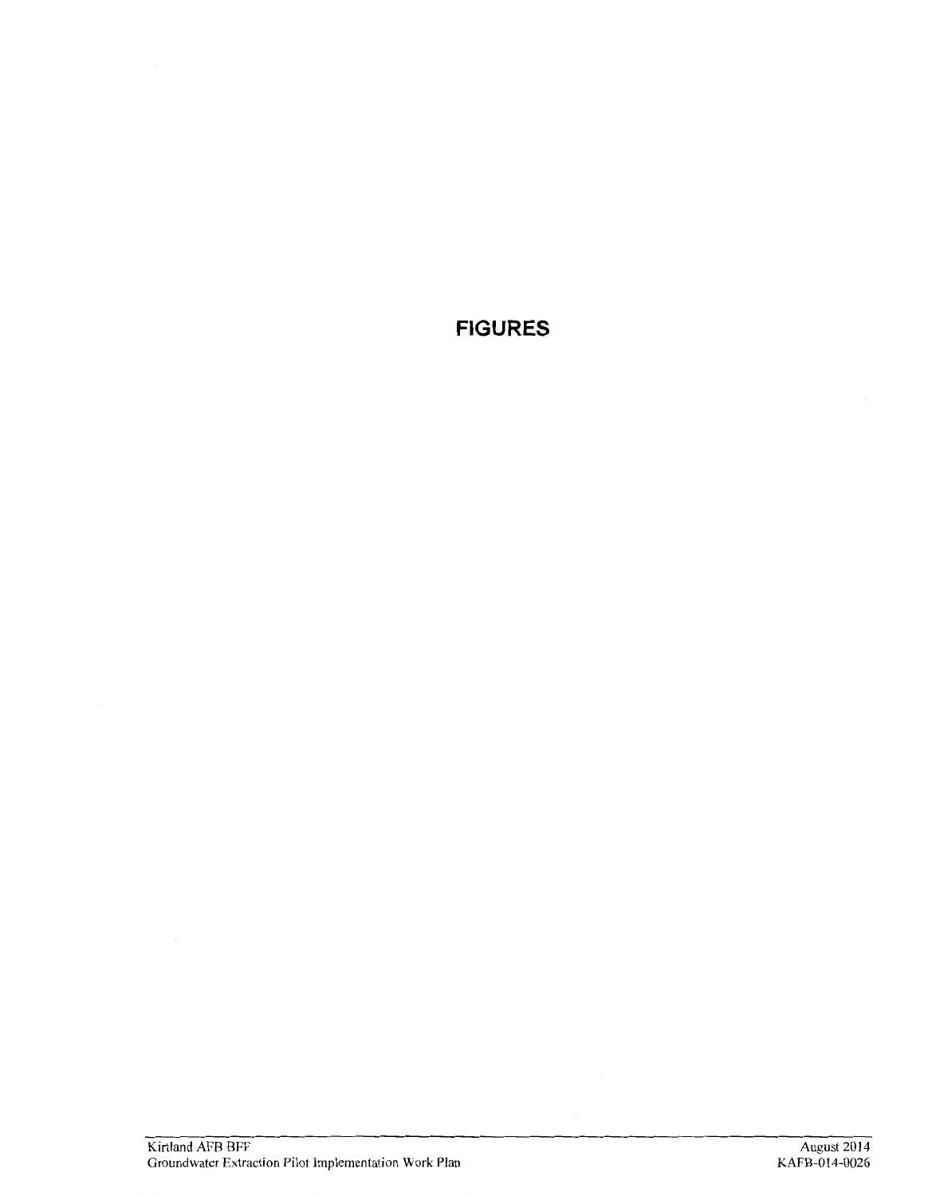# FIGURES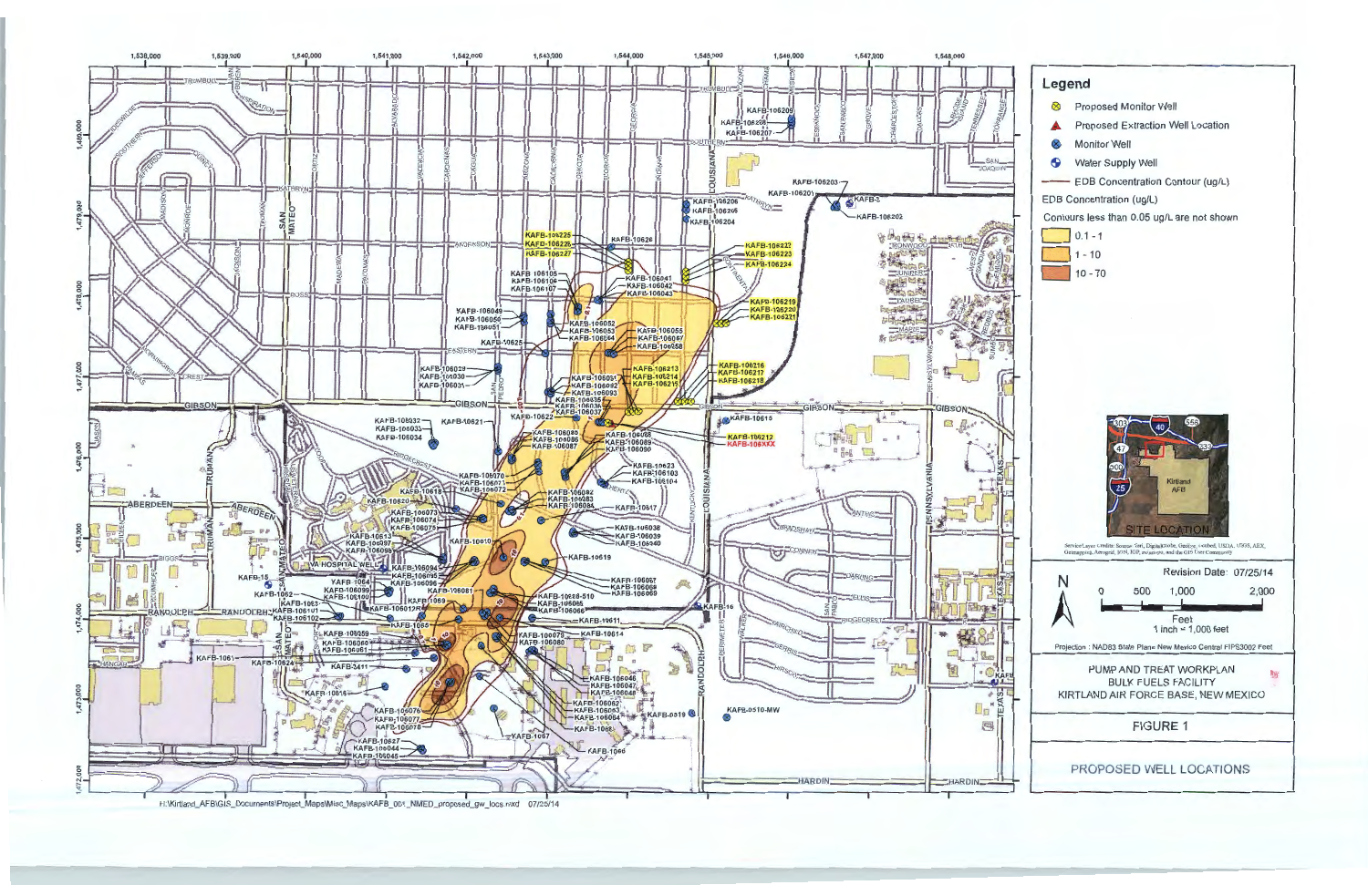## Legend

- Proposed Monitor Well
- Proposed Extraction Well Location
- Monitor Well
- Water Supply Well
- EDB Concentration Contour (ug/L)

EDB Concentration (ug/L)

Contours less than 0.05 ug/L are not shown

- 0.1 - 1
- 1 - 10
- 10 - 70

Revision Date: 07/25/14

Feet

1 inch = 1,000 feet

Projection : NAD83 State Plane New Mexico Central FIPS3002 Feet

PUMP AND TREAT WORKPLAN
BULK FUELS FACILITY
KIRTLAND AIR FORCE BASE, NEW MEXICO

FIGURE 1

PROPOSED WELL LOCATIONS

H:\Kirtland_AFB\GIS_Documents\Project_Maps\Misc_Maps\KAFB_001_NMED_proposed_gw_locs.mxd 07/25/14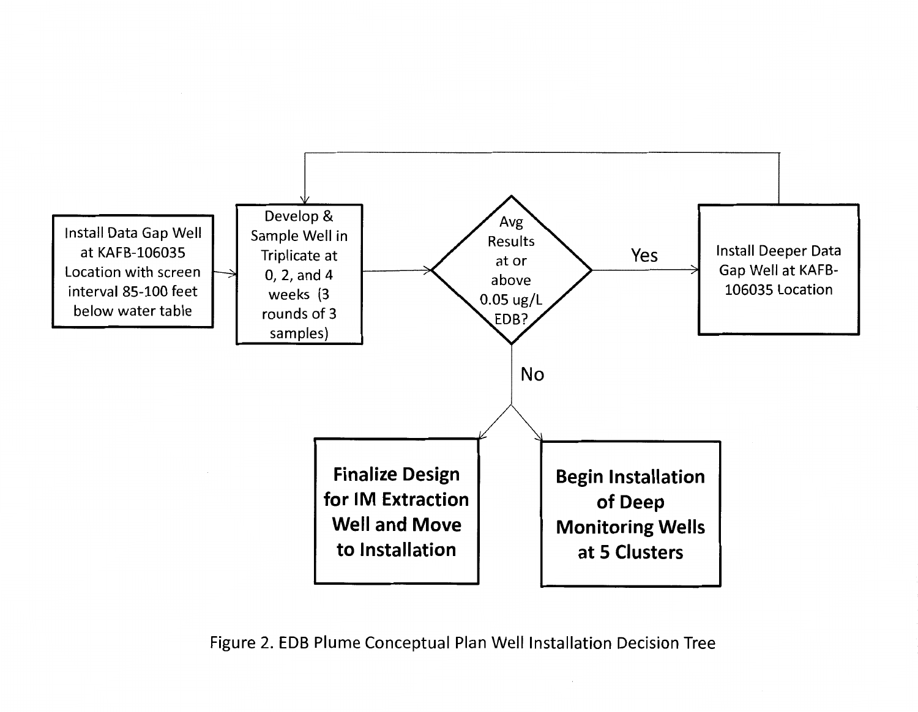Install Data Gap Well at KAFB-106035 Location with screen interval 85-100 feet below water table

Develop & Sample Well in Triplicate at 0, 2, and 4 weeks (3 rounds of 3 samples)

Avg Results at or above 0.05 ug/L EDB?

Yes

Install Deeper Data Gap Well at KAFB-106035 Location

No

**Finalize Design for IM Extraction Well and Move to Installation**

**Begin Installation of Deep Monitoring Wells at 5 Clusters**

Figure 2. EDB Plume Conceptual Plan Well Installation Decision Tree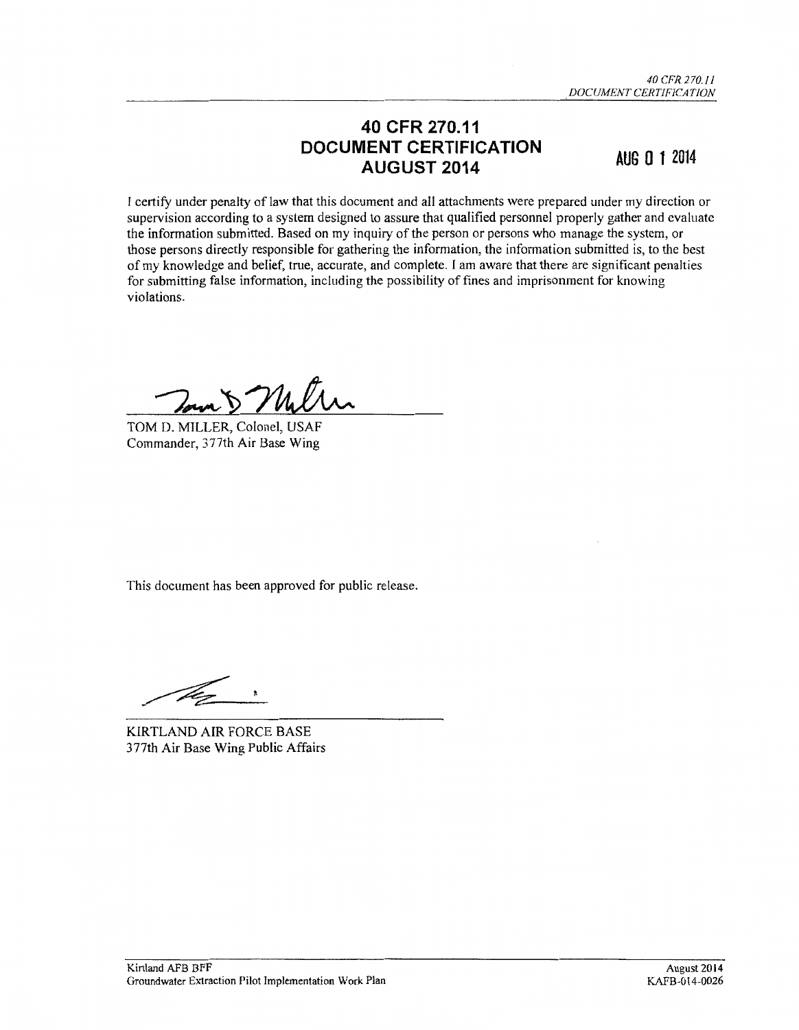# 40 CFR 270.11
# DOCUMENT CERTIFICATION
# AUGUST 2014

AUG 0 1 2014

I certify under penalty of law that this document and all attachments were prepared under my direction or supervision according to a system designed to assure that qualified personnel properly gather and evaluate the information submitted. Based on my inquiry of the person or persons who manage the system, or those persons directly responsible for gathering the information, the information submitted is, to the best of my knowledge and belief, true, accurate, and complete. I am aware that there are significant penalties for submitting false information, including the possibility of fines and imprisonment for knowing violations.

TOM D. MILLER, Colonel, USAF
Commander, 377th Air Base Wing

This document has been approved for public release.

KIRTLAND AIR FORCE BASE
377th Air Base Wing Public Affairs